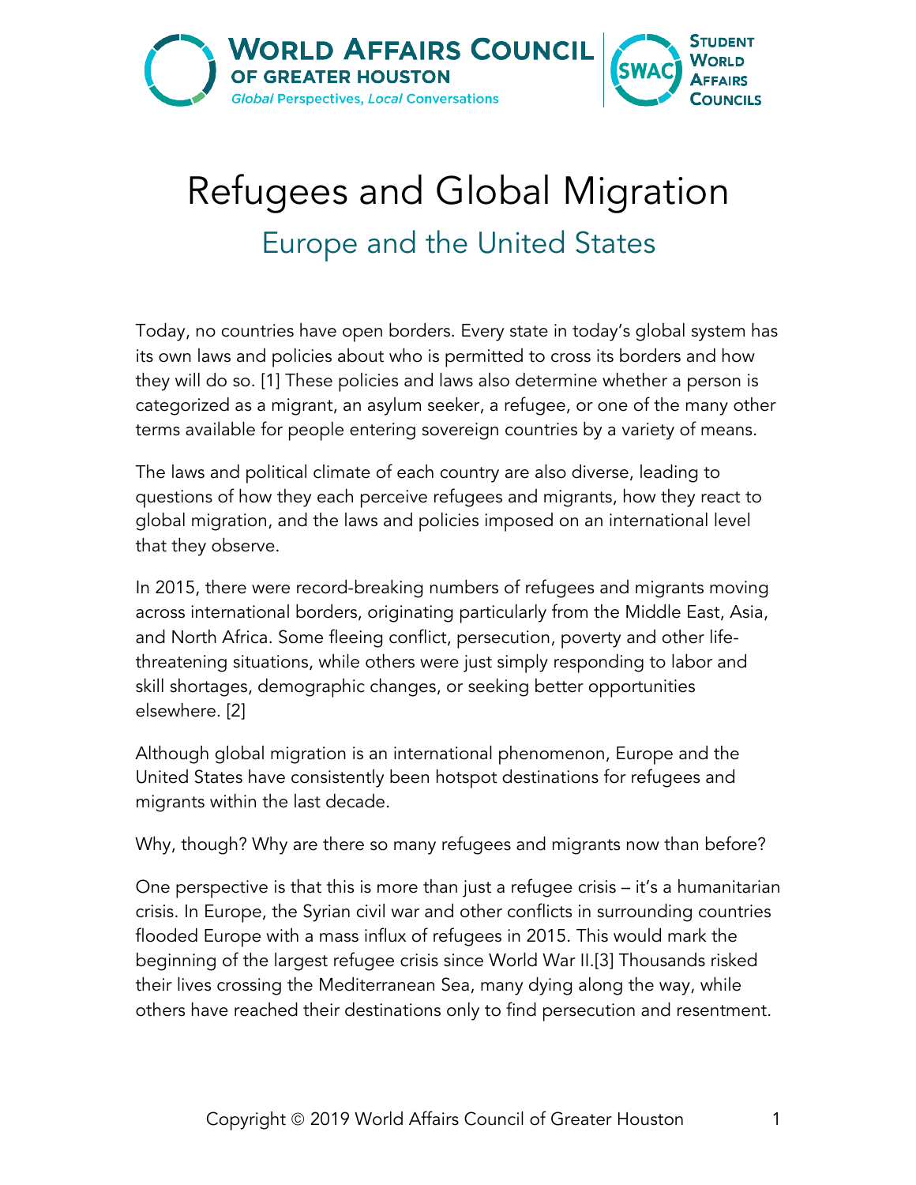# Refugees and Global Migration

## Europe and the United States

Today, no countries have open borders. Every state in today's global system has its own laws and policies about who is permitted to cross its borders and how they will do so. [1] These policies and laws also determine whether a person is categorized as a migrant, an asylum seeker, a refugee, or one of the many other terms available for people entering sovereign countries by a variety of means.

The laws and political climate of each country are also diverse, leading to questions of how they each perceive refugees and migrants, how they react to global migration, and the laws and policies imposed on an international level that they observe.

In 2015, there were record-breaking numbers of refugees and migrants moving across international borders, originating particularly from the Middle East, Asia, and North Africa. Some fleeing conflict, persecution, poverty and other life-threatening situations, while others were just simply responding to labor and skill shortages, demographic changes, or seeking better opportunities elsewhere. [2]

Although global migration is an international phenomenon, Europe and the United States have consistently been hotspot destinations for refugees and migrants within the last decade.

Why, though? Why are there so many refugees and migrants now than before?

One perspective is that this is more than just a refugee crisis – it's a humanitarian crisis. In Europe, the Syrian civil war and other conflicts in surrounding countries flooded Europe with a mass influx of refugees in 2015. This would mark the beginning of the largest refugee crisis since World War II.[3] Thousands risked their lives crossing the Mediterranean Sea, many dying along the way, while others have reached their destinations only to find persecution and resentment.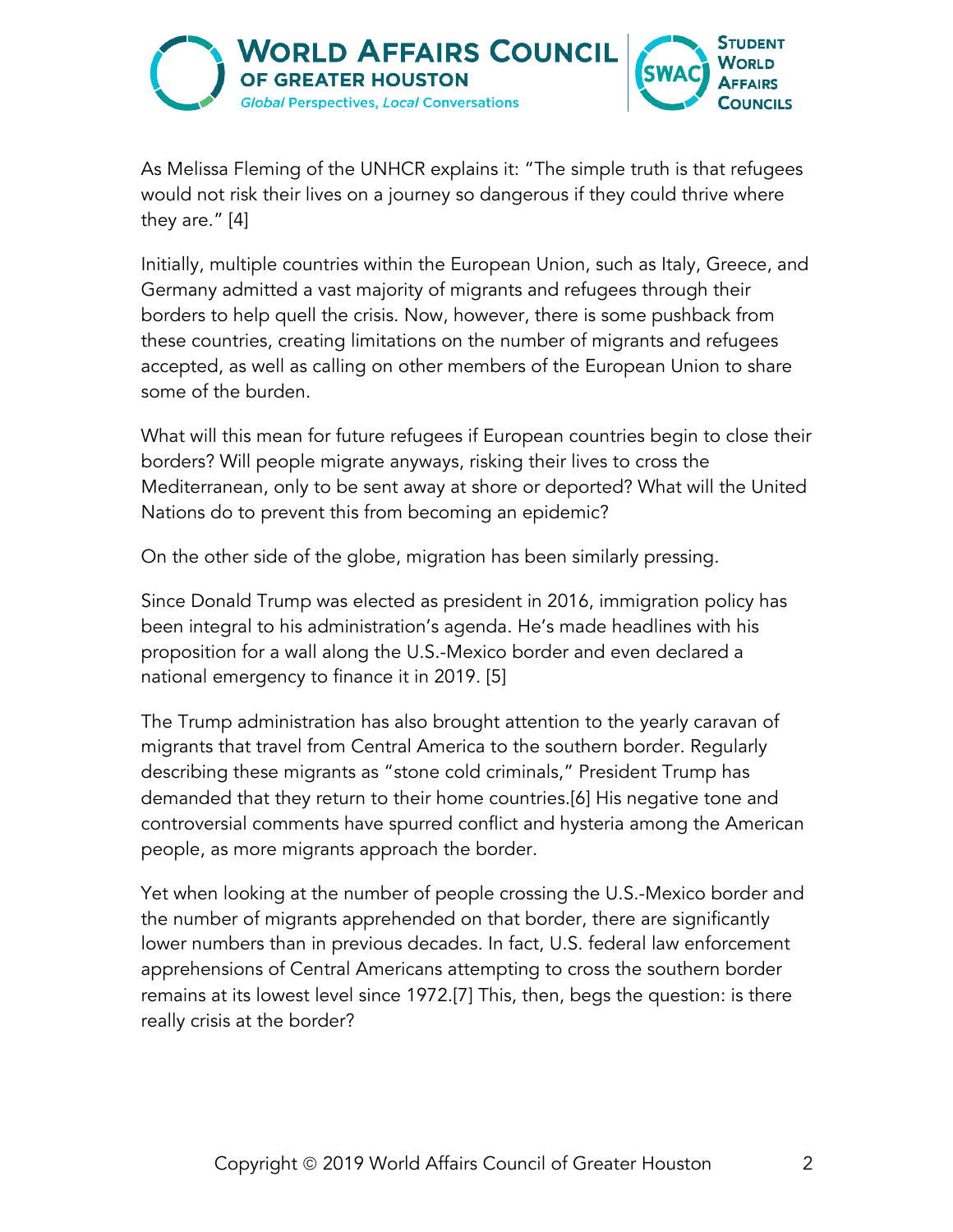As Melissa Fleming of the UNHCR explains it: "The simple truth is that refugees would not risk their lives on a journey so dangerous if they could thrive where they are." [4]

Initially, multiple countries within the European Union, such as Italy, Greece, and Germany admitted a vast majority of migrants and refugees through their borders to help quell the crisis. Now, however, there is some pushback from these countries, creating limitations on the number of migrants and refugees accepted, as well as calling on other members of the European Union to share some of the burden.

What will this mean for future refugees if European countries begin to close their borders? Will people migrate anyways, risking their lives to cross the Mediterranean, only to be sent away at shore or deported? What will the United Nations do to prevent this from becoming an epidemic?

On the other side of the globe, migration has been similarly pressing.

Since Donald Trump was elected as president in 2016, immigration policy has been integral to his administration's agenda. He's made headlines with his proposition for a wall along the U.S.-Mexico border and even declared a national emergency to finance it in 2019. [5]

The Trump administration has also brought attention to the yearly caravan of migrants that travel from Central America to the southern border. Regularly describing these migrants as "stone cold criminals," President Trump has demanded that they return to their home countries.[6] His negative tone and controversial comments have spurred conflict and hysteria among the American people, as more migrants approach the border.

Yet when looking at the number of people crossing the U.S.-Mexico border and the number of migrants apprehended on that border, there are significantly lower numbers than in previous decades. In fact, U.S. federal law enforcement apprehensions of Central Americans attempting to cross the southern border remains at its lowest level since 1972.[7] This, then, begs the question: is there really crisis at the border?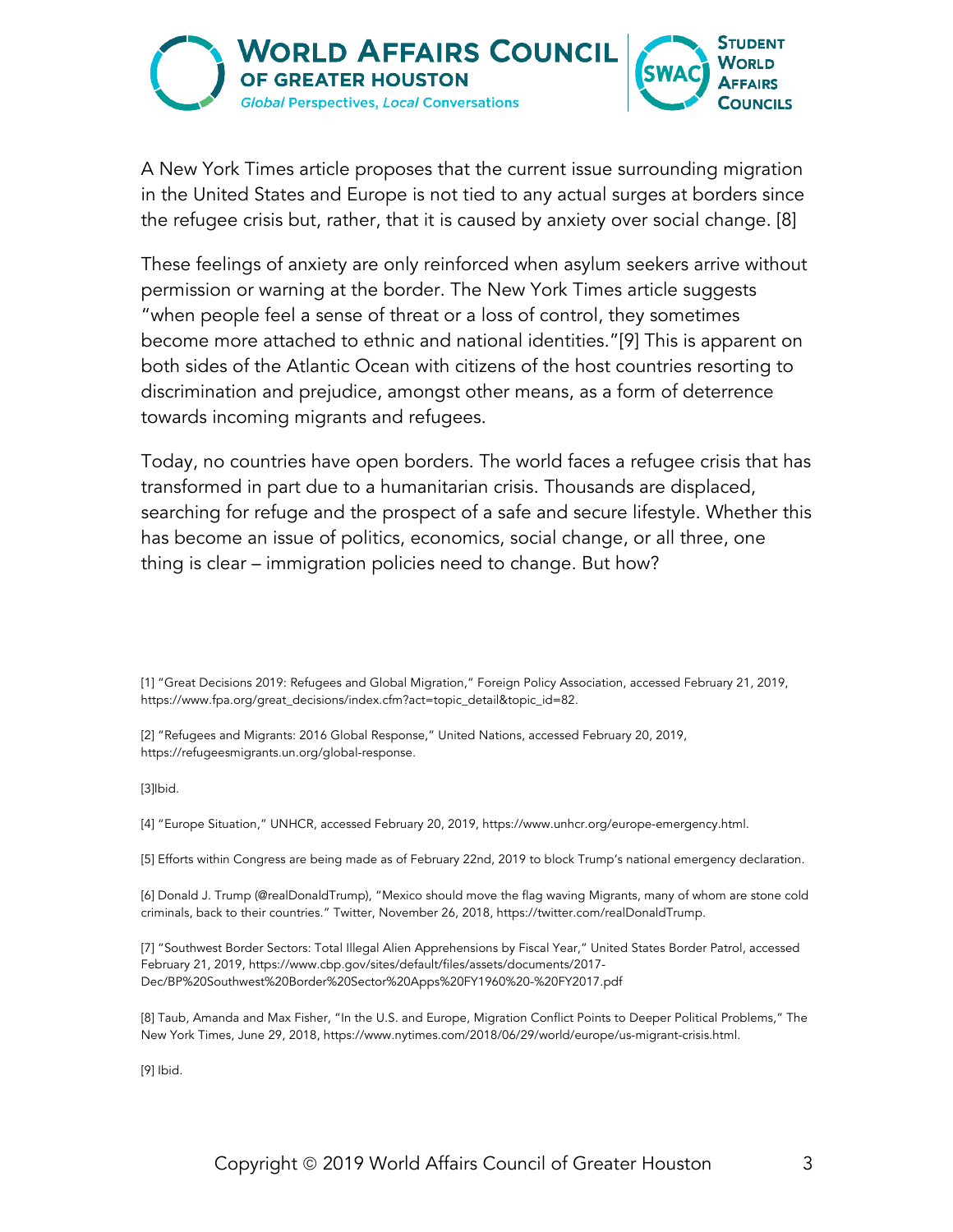A New York Times article proposes that the current issue surrounding migration in the United States and Europe is not tied to any actual surges at borders since the refugee crisis but, rather, that it is caused by anxiety over social change. [8]

These feelings of anxiety are only reinforced when asylum seekers arrive without permission or warning at the border. The New York Times article suggests "when people feel a sense of threat or a loss of control, they sometimes become more attached to ethnic and national identities."[9] This is apparent on both sides of the Atlantic Ocean with citizens of the host countries resorting to discrimination and prejudice, amongst other means, as a form of deterrence towards incoming migrants and refugees.

Today, no countries have open borders. The world faces a refugee crisis that has transformed in part due to a humanitarian crisis. Thousands are displaced, searching for refuge and the prospect of a safe and secure lifestyle. Whether this has become an issue of politics, economics, social change, or all three, one thing is clear – immigration policies need to change. But how?

[1] "Great Decisions 2019: Refugees and Global Migration," Foreign Policy Association, accessed February 21, 2019, https://www.fpa.org/great_decisions/index.cfm?act=topic_detail&topic_id=82.

[2] "Refugees and Migrants: 2016 Global Response," United Nations, accessed February 20, 2019, https://refugeesmigrants.un.org/global-response.

[3]Ibid.

[4] "Europe Situation," UNHCR, accessed February 20, 2019, https://www.unhcr.org/europe-emergency.html.

[5] Efforts within Congress are being made as of February 22nd, 2019 to block Trump's national emergency declaration.

[6] Donald J. Trump (@realDonaldTrump), "Mexico should move the flag waving Migrants, many of whom are stone cold criminals, back to their countries." Twitter, November 26, 2018, https://twitter.com/realDonaldTrump.

[7] "Southwest Border Sectors: Total Illegal Alien Apprehensions by Fiscal Year," United States Border Patrol, accessed February 21, 2019, https://www.cbp.gov/sites/default/files/assets/documents/2017-Dec/BP%20Southwest%20Border%20Sector%20Apps%20FY1960%20-%20FY2017.pdf

[8] Taub, Amanda and Max Fisher, "In the U.S. and Europe, Migration Conflict Points to Deeper Political Problems," The New York Times, June 29, 2018, https://www.nytimes.com/2018/06/29/world/europe/us-migrant-crisis.html.

[9] Ibid.

Copyright © 2019 World Affairs Council of Greater Houston